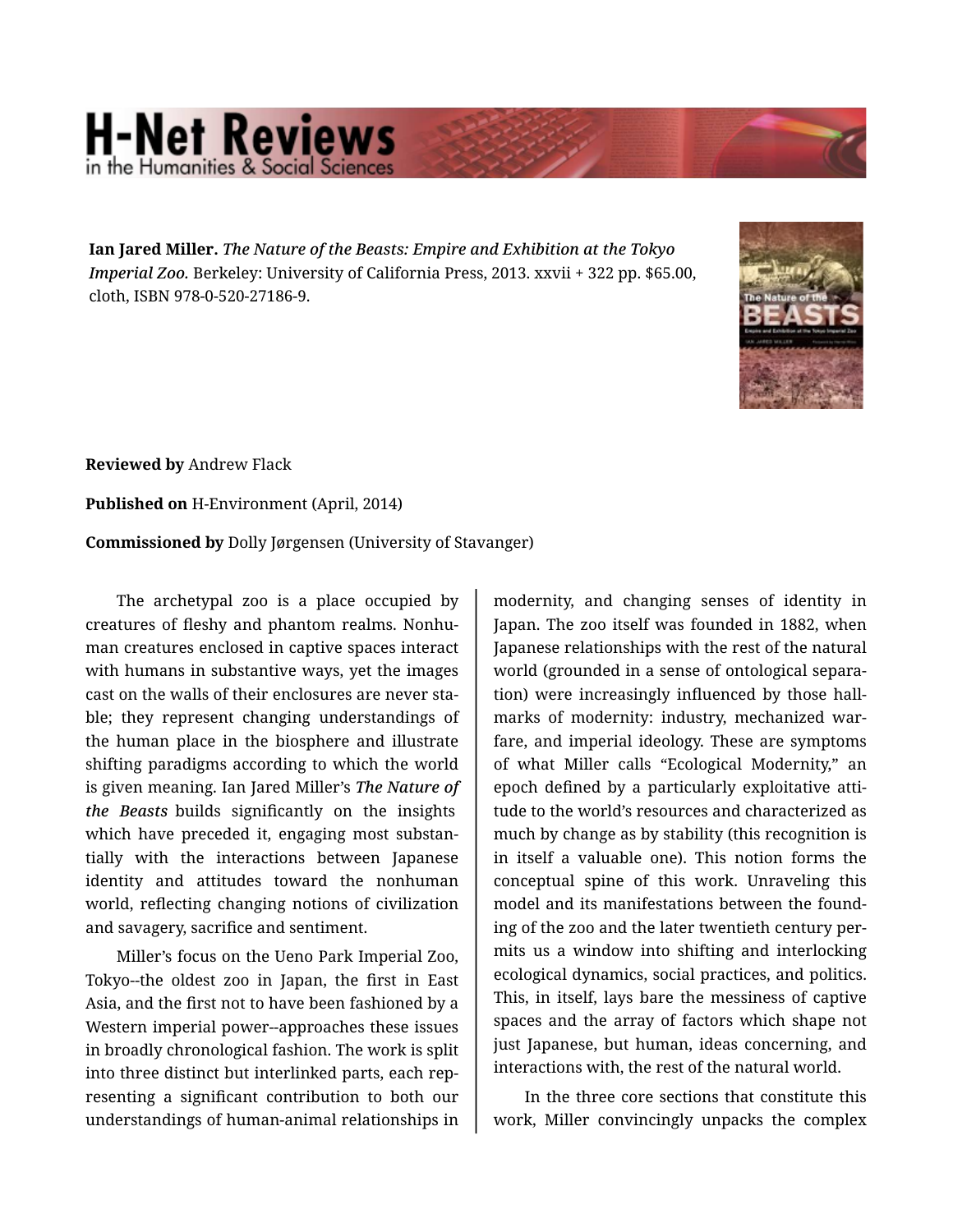**Ian Jared Miller.** *The Nature of the Beasts: Empire and Exhibition at the Tokyo Imperial Zoo.* Berkeley: University of California Press, 2013. xxvii + 322 pp. $65.00, cloth, ISBN 978-0-520-27186-9.

**Reviewed by** Andrew Flack

**Published on** H-Environment (April, 2014)

**Commissioned by** Dolly Jørgensen (University of Stavanger)

The archetypal zoo is a place occupied by creatures of fleshy and phantom realms. Nonhuman creatures enclosed in captive spaces interact with humans in substantive ways, yet the images cast on the walls of their enclosures are never stable; they represent changing understandings of the human place in the biosphere and illustrate shifting paradigms according to which the world is given meaning. Ian Jared Miller's ***The Nature of the Beasts*** builds significantly on the insights which have preceded it, engaging most substantially with the interactions between Japanese identity and attitudes toward the nonhuman world, reflecting changing notions of civilization and savagery, sacrifice and sentiment.

Miller's focus on the Ueno Park Imperial Zoo, Tokyo--the oldest zoo in Japan, the first in East Asia, and the first not to have been fashioned by a Western imperial power--approaches these issues in broadly chronological fashion. The work is split into three distinct but interlinked parts, each representing a significant contribution to both our understandings of human-animal relationships in modernity, and changing senses of identity in Japan. The zoo itself was founded in 1882, when Japanese relationships with the rest of the natural world (grounded in a sense of ontological separation) were increasingly influenced by those hallmarks of modernity: industry, mechanized warfare, and imperial ideology. These are symptoms of what Miller calls "Ecological Modernity," an epoch defined by a particularly exploitative attitude to the world's resources and characterized as much by change as by stability (this recognition is in itself a valuable one). This notion forms the conceptual spine of this work. Unraveling this model and its manifestations between the founding of the zoo and the later twentieth century permits us a window into shifting and interlocking ecological dynamics, social practices, and politics. This, in itself, lays bare the messiness of captive spaces and the array of factors which shape not just Japanese, but human, ideas concerning, and interactions with, the rest of the natural world.

In the three core sections that constitute this work, Miller convincingly unpacks the complex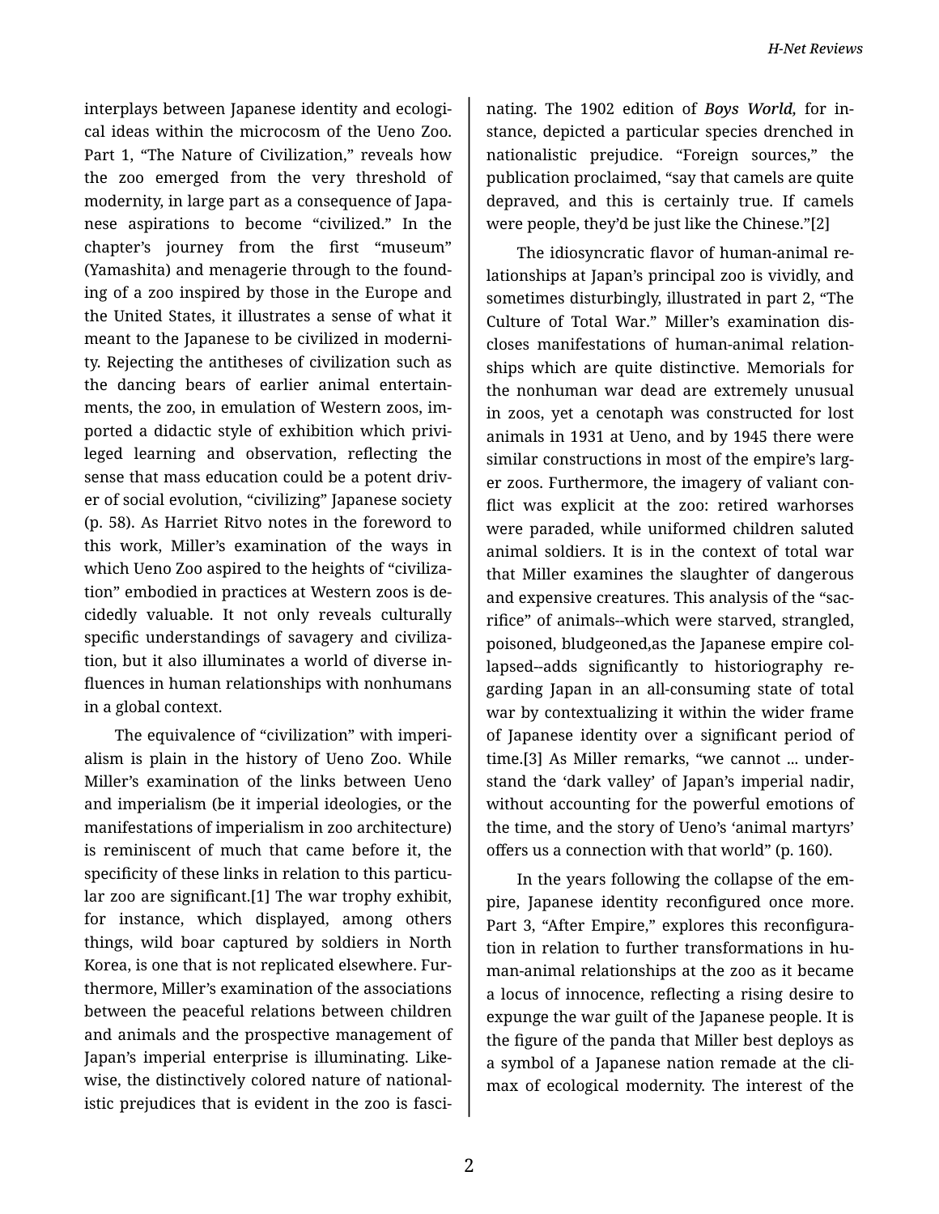interplays between Japanese identity and ecological ideas within the microcosm of the Ueno Zoo. Part 1, "The Nature of Civilization," reveals how the zoo emerged from the very threshold of modernity, in large part as a consequence of Japanese aspirations to become "civilized." In the chapter's journey from the first "museum" (Yamashita) and menagerie through to the founding of a zoo inspired by those in the Europe and the United States, it illustrates a sense of what it meant to the Japanese to be civilized in modernity. Rejecting the antitheses of civilization such as the dancing bears of earlier animal entertainments, the zoo, in emulation of Western zoos, imported a didactic style of exhibition which privileged learning and observation, reflecting the sense that mass education could be a potent driver of social evolution, "civilizing" Japanese society (p. 58). As Harriet Ritvo notes in the foreword to this work, Miller's examination of the ways in which Ueno Zoo aspired to the heights of "civilization" embodied in practices at Western zoos is decidedly valuable. It not only reveals culturally specific understandings of savagery and civilization, but it also illuminates a world of diverse influences in human relationships with nonhumans in a global context.

The equivalence of "civilization" with imperialism is plain in the history of Ueno Zoo. While Miller's examination of the links between Ueno and imperialism (be it imperial ideologies, or the manifestations of imperialism in zoo architecture) is reminiscent of much that came before it, the specificity of these links in relation to this particular zoo are significant.[1] The war trophy exhibit, for instance, which displayed, among others things, wild boar captured by soldiers in North Korea, is one that is not replicated elsewhere. Furthermore, Miller's examination of the associations between the peaceful relations between children and animals and the prospective management of Japan's imperial enterprise is illuminating. Likewise, the distinctively colored nature of nationalistic prejudices that is evident in the zoo is fascinating. The 1902 edition of ***Boys World,*** for instance, depicted a particular species drenched in nationalistic prejudice. "Foreign sources," the publication proclaimed, "say that camels are quite depraved, and this is certainly true. If camels were people, they'd be just like the Chinese."[2]

The idiosyncratic flavor of human-animal relationships at Japan's principal zoo is vividly, and sometimes disturbingly, illustrated in part 2, "The Culture of Total War." Miller's examination discloses manifestations of human-animal relationships which are quite distinctive. Memorials for the nonhuman war dead are extremely unusual in zoos, yet a cenotaph was constructed for lost animals in 1931 at Ueno, and by 1945 there were similar constructions in most of the empire's larger zoos. Furthermore, the imagery of valiant conflict was explicit at the zoo: retired warhorses were paraded, while uniformed children saluted animal soldiers. It is in the context of total war that Miller examines the slaughter of dangerous and expensive creatures. This analysis of the "sacrifice" of animals--which were starved, strangled, poisoned, bludgeoned,as the Japanese empire collapsed--adds significantly to historiography regarding Japan in an all-consuming state of total war by contextualizing it within the wider frame of Japanese identity over a significant period of time.[3] As Miller remarks, "we cannot ... understand the 'dark valley' of Japan's imperial nadir, without accounting for the powerful emotions of the time, and the story of Ueno's 'animal martyrs' offers us a connection with that world" (p. 160).

In the years following the collapse of the empire, Japanese identity reconfigured once more. Part 3, "After Empire," explores this reconfiguration in relation to further transformations in human-animal relationships at the zoo as it became a locus of innocence, reflecting a rising desire to expunge the war guilt of the Japanese people. It is the figure of the panda that Miller best deploys as a symbol of a Japanese nation remade at the climax of ecological modernity. The interest of the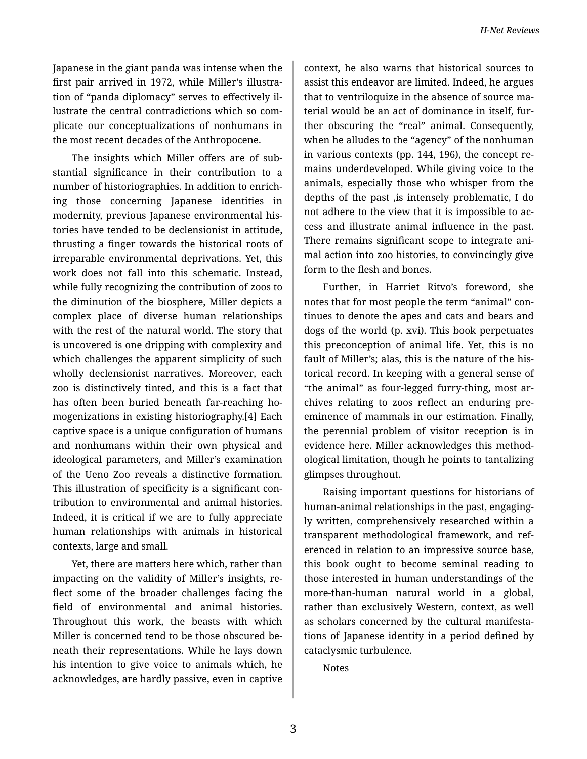Japanese in the giant panda was intense when the first pair arrived in 1972, while Miller's illustration of "panda diplomacy" serves to effectively illustrate the central contradictions which so complicate our conceptualizations of nonhumans in the most recent decades of the Anthropocene.

The insights which Miller offers are of substantial significance in their contribution to a number of historiographies. In addition to enriching those concerning Japanese identities in modernity, previous Japanese environmental histories have tended to be declensionist in attitude, thrusting a finger towards the historical roots of irreparable environmental deprivations. Yet, this work does not fall into this schematic. Instead, while fully recognizing the contribution of zoos to the diminution of the biosphere, Miller depicts a complex place of diverse human relationships with the rest of the natural world. The story that is uncovered is one dripping with complexity and which challenges the apparent simplicity of such wholly declensionist narratives. Moreover, each zoo is distinctively tinted, and this is a fact that has often been buried beneath far-reaching homogenizations in existing historiography.[4] Each captive space is a unique configuration of humans and nonhumans within their own physical and ideological parameters, and Miller's examination of the Ueno Zoo reveals a distinctive formation. This illustration of specificity is a significant contribution to environmental and animal histories. Indeed, it is critical if we are to fully appreciate human relationships with animals in historical contexts, large and small.

Yet, there are matters here which, rather than impacting on the validity of Miller's insights, reflect some of the broader challenges facing the field of environmental and animal histories. Throughout this work, the beasts with which Miller is concerned tend to be those obscured beneath their representations. While he lays down his intention to give voice to animals which, he acknowledges, are hardly passive, even in captive context, he also warns that historical sources to assist this endeavor are limited. Indeed, he argues that to ventriloquize in the absence of source material would be an act of dominance in itself, further obscuring the "real" animal. Consequently, when he alludes to the "agency" of the nonhuman in various contexts (pp. 144, 196), the concept remains underdeveloped. While giving voice to the animals, especially those who whisper from the depths of the past ,is intensely problematic, I do not adhere to the view that it is impossible to access and illustrate animal influence in the past. There remains significant scope to integrate animal action into zoo histories, to convincingly give form to the flesh and bones.

Further, in Harriet Ritvo's foreword, she notes that for most people the term "animal" continues to denote the apes and cats and bears and dogs of the world (p. xvi). This book perpetuates this preconception of animal life. Yet, this is no fault of Miller's; alas, this is the nature of the historical record. In keeping with a general sense of "the animal" as four-legged furry-thing, most archives relating to zoos reflect an enduring preeminence of mammals in our estimation. Finally, the perennial problem of visitor reception is in evidence here. Miller acknowledges this methodological limitation, though he points to tantalizing glimpses throughout.

Raising important questions for historians of human-animal relationships in the past, engagingly written, comprehensively researched within a transparent methodological framework, and referenced in relation to an impressive source base, this book ought to become seminal reading to those interested in human understandings of the more-than-human natural world in a global, rather than exclusively Western, context, as well as scholars concerned by the cultural manifestations of Japanese identity in a period defined by cataclysmic turbulence.

Notes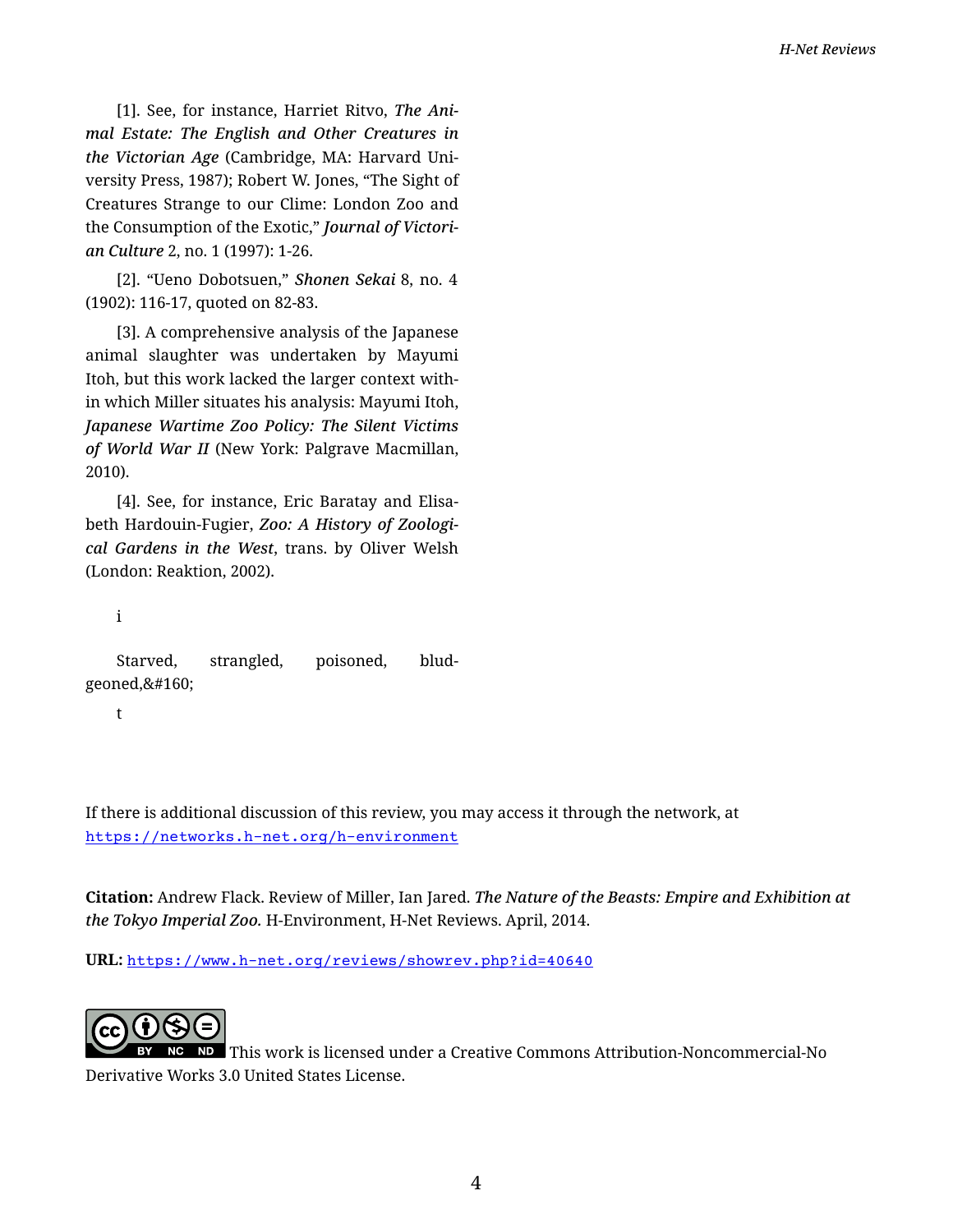[1]. See, for instance, Harriet Ritvo, *The Animal Estate: The English and Other Creatures in the Victorian Age* (Cambridge, MA: Harvard University Press, 1987); Robert W. Jones, "The Sight of Creatures Strange to our Clime: London Zoo and the Consumption of the Exotic," *Journal of Victorian Culture* 2, no. 1 (1997): 1-26.

[2]. "Ueno Dobotsuen," *Shonen Sekai* 8, no. 4 (1902): 116-17, quoted on 82-83.

[3]. A comprehensive analysis of the Japanese animal slaughter was undertaken by Mayumi Itoh, but this work lacked the larger context within which Miller situates his analysis: Mayumi Itoh, *Japanese Wartime Zoo Policy: The Silent Victims of World War II* (New York: Palgrave Macmillan, 2010).

[4]. See, for instance, Eric Baratay and Elisabeth Hardouin-Fugier, *Zoo: A History of Zoological Gardens in the West*, trans. by Oliver Welsh (London: Reaktion, 2002).

i

Starved, strangled, poisoned, bludgeoned,&#160;

t

If there is additional discussion of this review, you may access it through the network, at https://networks.h-net.org/h-environment

**Citation:** Andrew Flack. Review of Miller, Ian Jared. *The Nature of the Beasts: Empire and Exhibition at the Tokyo Imperial Zoo.* H-Environment, H-Net Reviews. April, 2014.

**URL:** https://www.h-net.org/reviews/showrev.php?id=40640

This work is licensed under a Creative Commons Attribution-Noncommercial-No Derivative Works 3.0 United States License.